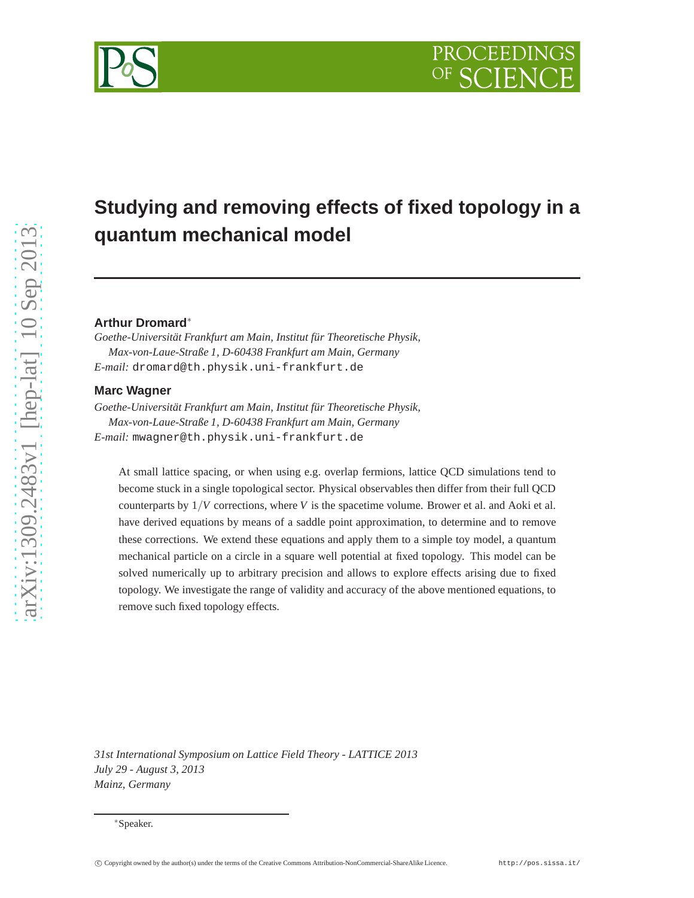# Studying and removing effects of fixed topology in a quantum mechanical model

**Arthur Dromard**[*]

*Goethe-Universität Frankfurt am Main, Institut für Theoretische Physik, Max-von-Laue-Straße 1, D-60438 Frankfurt am Main, Germany*
*E-mail:* dromard@th.physik.uni-frankfurt.de

**Marc Wagner**

*Goethe-Universität Frankfurt am Main, Institut für Theoretische Physik, Max-von-Laue-Straße 1, D-60438 Frankfurt am Main, Germany*
*E-mail:* mwagner@th.physik.uni-frankfurt.de

At small lattice spacing, or when using e.g. overlap fermions, lattice QCD simulations tend to become stuck in a single topological sector. Physical observables then differ from their full QCD counterparts by $1/V$ corrections, where $V$ is the spacetime volume. Brower et al. and Aoki et al. have derived equations by means of a saddle point approximation, to determine and to remove these corrections. We extend these equations and apply them to a simple toy model, a quantum mechanical particle on a circle in a square well potential at fixed topology. This model can be solved numerically up to arbitrary precision and allows to explore effects arising due to fixed topology. We investigate the range of validity and accuracy of the above mentioned equations, to remove such fixed topology effects.

*31st International Symposium on Lattice Field Theory - LATTICE 2013*
*July 29 - August 3, 2013*
*Mainz, Germany*

[*]Speaker.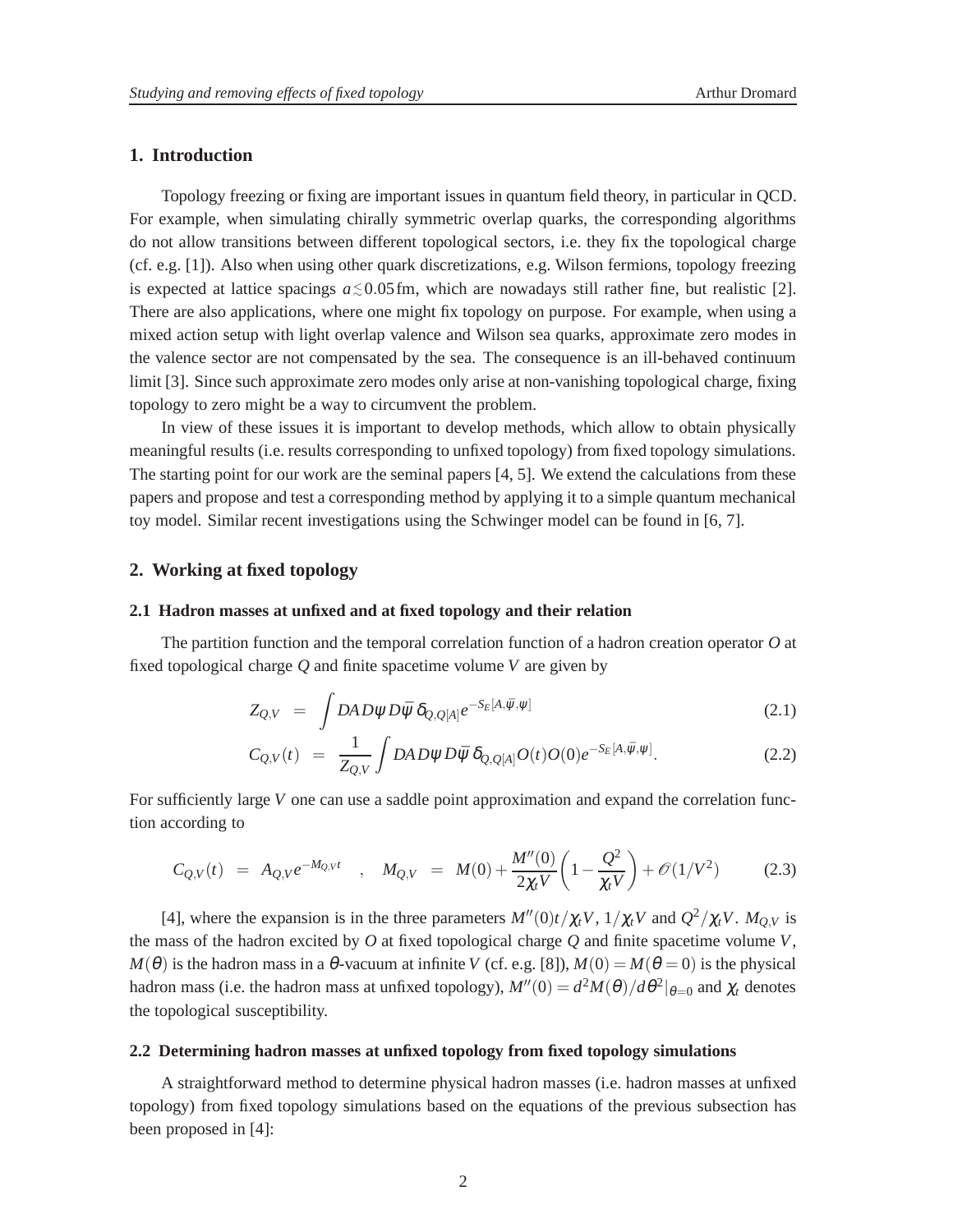## 1. Introduction

Topology freezing or fixing are important issues in quantum field theory, in particular in QCD. For example, when simulating chirally symmetric overlap quarks, the corresponding algorithms do not allow transitions between different topological sectors, i.e. they fix the topological charge (cf. e.g. [1]). Also when using other quark discretizations, e.g. Wilson fermions, topology freezing is expected at lattice spacings $a \lesssim 0.05\,\mathrm{fm}$, which are nowadays still rather fine, but realistic [2]. There are also applications, where one might fix topology on purpose. For example, when using a mixed action setup with light overlap valence and Wilson sea quarks, approximate zero modes in the valence sector are not compensated by the sea. The consequence is an ill-behaved continuum limit [3]. Since such approximate zero modes only arise at non-vanishing topological charge, fixing topology to zero might be a way to circumvent the problem.

In view of these issues it is important to develop methods, which allow to obtain physically meaningful results (i.e. results corresponding to unfixed topology) from fixed topology simulations. The starting point for our work are the seminal papers [4, 5]. We extend the calculations from these papers and propose and test a corresponding method by applying it to a simple quantum mechanical toy model. Similar recent investigations using the Schwinger model can be found in [6, 7].

## 2. Working at fixed topology

### 2.1 Hadron masses at unfixed and at fixed topology and their relation

The partition function and the temporal correlation function of a hadron creation operator $O$ at fixed topological charge $Q$ and finite spacetime volume $V$ are given by

$$Z_{Q,V} = \int DA\,D\psi\,D\bar{\psi}\,\delta_{Q,Q[A]}e^{-S_E[A,\bar{\psi},\psi]} \tag{2.1}$$

$$C_{Q,V}(t) = \frac{1}{Z_{Q,V}}\int DA\,D\psi\,D\bar{\psi}\,\delta_{Q,Q[A]}O(t)O(0)e^{-S_E[A,\bar{\psi},\psi]}. \tag{2.2}$$

For sufficiently large $V$ one can use a saddle point approximation and expand the correlation function according to

$$C_{Q,V}(t) = A_{Q,V}e^{-M_{Q,V}t} \quad , \quad M_{Q,V} = M(0) + \frac{M''(0)}{2\chi_t V}\left(1 - \frac{Q^2}{\chi_t V}\right) + \mathscr{O}(1/V^2) \tag{2.3}$$

[4], where the expansion is in the three parameters $M''(0)t/\chi_t V$, $1/\chi_t V$ and $Q^2/\chi_t V$. $M_{Q,V}$ is the mass of the hadron excited by $O$ at fixed topological charge $Q$ and finite spacetime volume $V$, $M(\theta)$ is the hadron mass in a $\theta$-vacuum at infinite $V$ (cf. e.g. [8]), $M(0) = M(\theta = 0)$ is the physical hadron mass (i.e. the hadron mass at unfixed topology), $M''(0) = d^2M(\theta)/d\theta^2|_{\theta=0}$ and $\chi_t$ denotes the topological susceptibility.

### 2.2 Determining hadron masses at unfixed topology from fixed topology simulations

A straightforward method to determine physical hadron masses (i.e. hadron masses at unfixed topology) from fixed topology simulations based on the equations of the previous subsection has been proposed in [4]: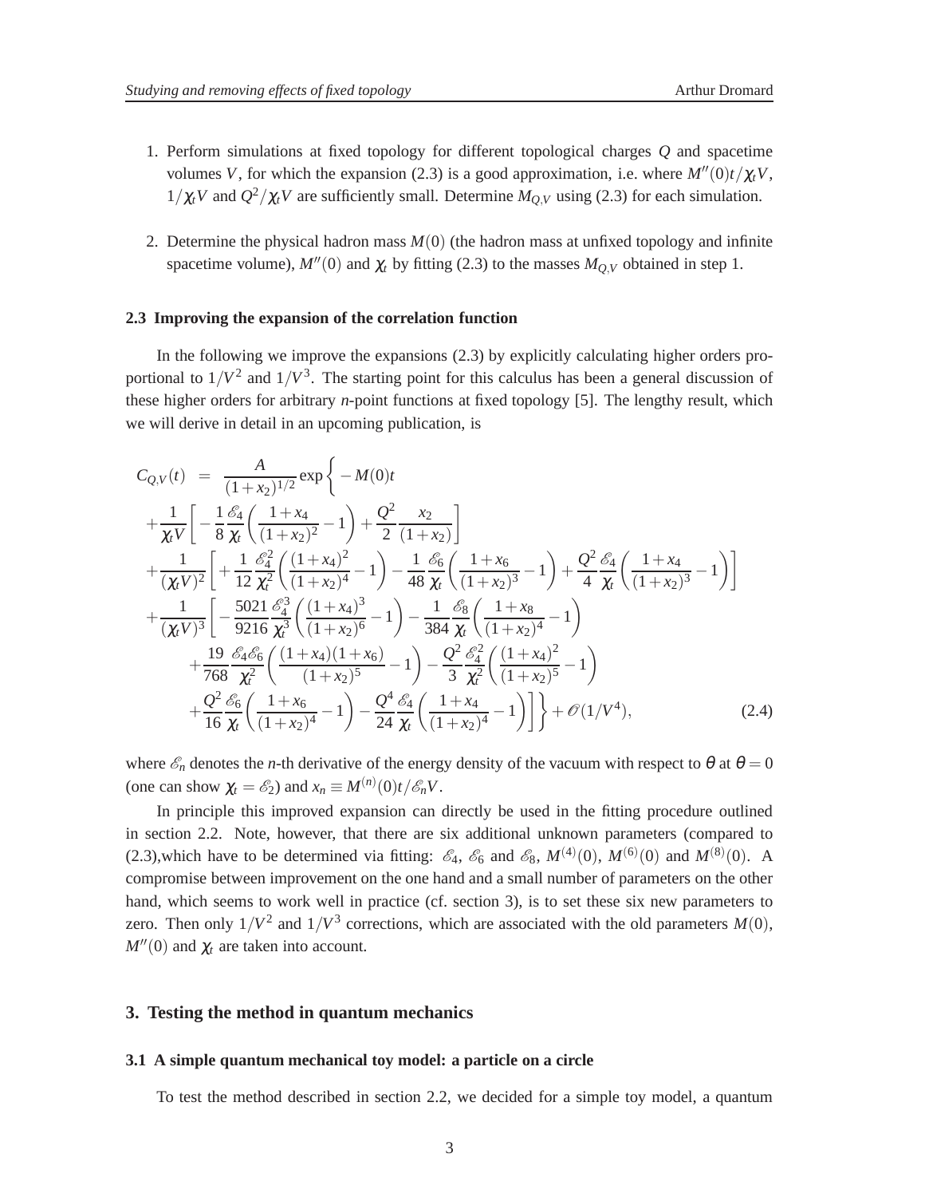1. Perform simulations at fixed topology for different topological charges $Q$ and spacetime volumes $V$, for which the expansion (2.3) is a good approximation, i.e. where $M''(0)t/\chi_t V$, $1/\chi_t V$ and $Q^2/\chi_t V$ are sufficiently small. Determine $M_{Q,V}$ using (2.3) for each simulation.

2. Determine the physical hadron mass $M(0)$ (the hadron mass at unfixed topology and infinite spacetime volume), $M''(0)$ and $\chi_t$ by fitting (2.3) to the masses $M_{Q,V}$ obtained in step 1.

### 2.3 Improving the expansion of the correlation function

In the following we improve the expansions (2.3) by explicitly calculating higher orders proportional to $1/V^2$ and $1/V^3$. The starting point for this calculus has been a general discussion of these higher orders for arbitrary *n*-point functions at fixed topology [5]. The lengthy result, which we will derive in detail in an upcoming publication, is

$$
\begin{aligned}
C_{Q,V}(t) \;=\; & \frac{A}{(1+x_2)^{1/2}} \exp\bigg\{ -M(0)t \\
& + \frac{1}{\chi_t V}\left[ -\frac{1}{8}\frac{\mathscr{E}_4}{\chi_t}\left(\frac{1+x_4}{(1+x_2)^2} - 1\right) + \frac{Q^2}{2}\frac{x_2}{(1+x_2)}\right] \\
& + \frac{1}{(\chi_t V)^2}\left[ +\frac{1}{12}\frac{\mathscr{E}_4^2}{\chi_t^2}\left(\frac{(1+x_4)^2}{(1+x_2)^4} - 1\right) - \frac{1}{48}\frac{\mathscr{E}_6}{\chi_t}\left(\frac{1+x_6}{(1+x_2)^3} - 1\right) + \frac{Q^2}{4}\frac{\mathscr{E}_4}{\chi_t}\left(\frac{1+x_4}{(1+x_2)^3} - 1\right)\right] \\
& + \frac{1}{(\chi_t V)^3}\bigg[ -\frac{5021}{9216}\frac{\mathscr{E}_4^3}{\chi_t^3}\left(\frac{(1+x_4)^3}{(1+x_2)^6} - 1\right) - \frac{1}{384}\frac{\mathscr{E}_8}{\chi_t}\left(\frac{1+x_8}{(1+x_2)^4} - 1\right) \\
& \qquad + \frac{19}{768}\frac{\mathscr{E}_4 \mathscr{E}_6}{\chi_t^2}\left(\frac{(1+x_4)(1+x_6)}{(1+x_2)^5} - 1\right) - \frac{Q^2}{3}\frac{\mathscr{E}_4^2}{\chi_t^2}\left(\frac{(1+x_4)^2}{(1+x_2)^5} - 1\right) \\
& \qquad + \frac{Q^2}{16}\frac{\mathscr{E}_6}{\chi_t}\left(\frac{1+x_6}{(1+x_2)^4} - 1\right) - \frac{Q^4}{24}\frac{\mathscr{E}_4}{\chi_t}\left(\frac{1+x_4}{(1+x_2)^4} - 1\right)\bigg]\bigg\} + \mathscr{O}(1/V^4), \qquad (2.4)
\end{aligned}
$$

where $\mathscr{E}_n$ denotes the *n*-th derivative of the energy density of the vacuum with respect to $\theta$ at $\theta = 0$ (one can show $\chi_t = \mathscr{E}_2$) and $x_n \equiv M^{(n)}(0)t/\mathscr{E}_n V$.

In principle this improved expansion can directly be used in the fitting procedure outlined in section 2.2. Note, however, that there are six additional unknown parameters (compared to (2.3),which have to be determined via fitting: $\mathscr{E}_4$, $\mathscr{E}_6$ and $\mathscr{E}_8$, $M^{(4)}(0)$, $M^{(6)}(0)$ and $M^{(8)}(0)$. A compromise between improvement on the one hand and a small number of parameters on the other hand, which seems to work well in practice (cf. section 3), is to set these six new parameters to zero. Then only $1/V^2$ and $1/V^3$ corrections, which are associated with the old parameters $M(0)$, $M''(0)$ and $\chi_t$ are taken into account.

## 3. Testing the method in quantum mechanics

### 3.1 A simple quantum mechanical toy model: a particle on a circle

To test the method described in section 2.2, we decided for a simple toy model, a quantum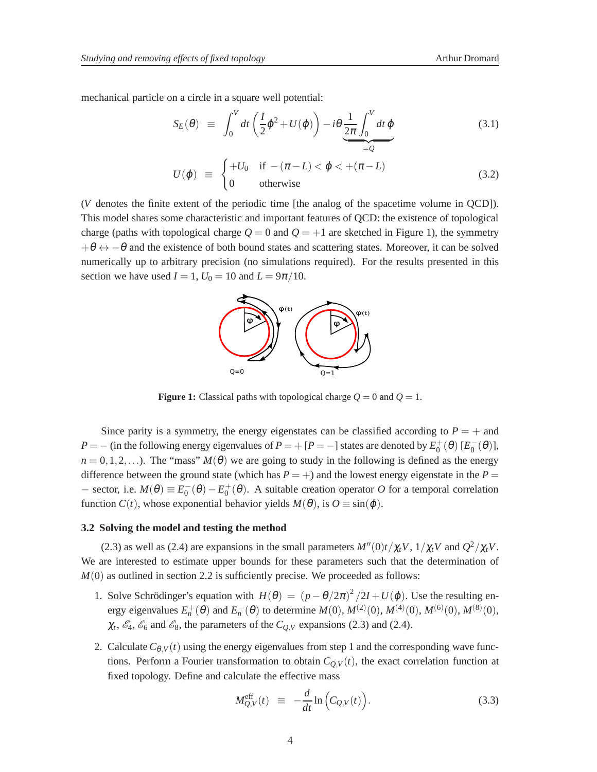mechanical particle on a circle in a square well potential:

$$S_E(\theta) \equiv \int_0^V dt \left(\frac{I}{2}\dot{\varphi}^2 + U(\varphi)\right) - i\theta \underbrace{\frac{1}{2\pi}\int_0^V dt\, \dot{\varphi}}_{=Q} \tag{3.1}$$

$$U(\varphi) \equiv \begin{cases} +U_0 & \text{if } -(\pi - L) < \varphi < +(\pi - L) \\ 0 & \text{otherwise} \end{cases} \tag{3.2}$$

($V$ denotes the finite extent of the periodic time [the analog of the spacetime volume in QCD]). This model shares some characteristic and important features of QCD: the existence of topological charge (paths with topological charge $Q = 0$ and $Q = +1$ are sketched in Figure 1), the symmetry $+\theta \leftrightarrow -\theta$ and the existence of both bound states and scattering states. Moreover, it can be solved numerically up to arbitrary precision (no simulations required). For the results presented in this section we have used $I = 1$, $U_0 = 10$ and $L = 9\pi/10$.

**Figure 1:** Classical paths with topological charge $Q = 0$ and $Q = 1$.

Since parity is a symmetry, the energy eigenstates can be classified according to $P = +$ and $P = -$ (in the following energy eigenvalues of $P = +$ [$P = -$] states are denoted by $E_0^+(\theta)$ [$E_0^-(\theta)$], $n = 0, 1, 2, \ldots$). The "mass" $M(\theta)$ we are going to study in the following is defined as the energy difference between the ground state (which has $P = +$) and the lowest energy eigenstate in the $P = -$ sector, i.e. $M(\theta) \equiv E_0^-(\theta) - E_0^+(\theta)$. A suitable creation operator $O$ for a temporal correlation function $C(t)$, whose exponential behavior yields $M(\theta)$, is $O \equiv \sin(\varphi)$.

### 3.2 Solving the model and testing the method

(2.3) as well as (2.4) are expansions in the small parameters $M''(0)t/\chi_t V$, $1/\chi_t V$ and $Q^2/\chi_t V$. We are interested to estimate upper bounds for these parameters such that the determination of $M(0)$ as outlined in section 2.2 is sufficiently precise. We proceeded as follows:

1. Solve Schrödinger's equation with $H(\theta) = (p - \theta/2\pi)^2/2I + U(\varphi)$. Use the resulting energy eigenvalues $E_n^+(\theta)$ and $E_n^-(\theta)$ to determine $M(0)$, $M^{(2)}(0)$, $M^{(4)}(0)$, $M^{(6)}(0)$, $M^{(8)}(0)$, $\chi_t$, $\mathcal{E}_4$, $\mathcal{E}_6$ and $\mathcal{E}_8$, the parameters of the $C_{Q,V}$ expansions (2.3) and (2.4).

2. Calculate $C_{\theta,V}(t)$ using the energy eigenvalues from step 1 and the corresponding wave functions. Perform a Fourier transformation to obtain $C_{Q,V}(t)$, the exact correlation function at fixed topology. Define and calculate the effective mass

$$M_{Q,V}^{\text{eff}}(t) \equiv -\frac{d}{dt}\ln\Big(C_{Q,V}(t)\Big). \tag{3.3}$$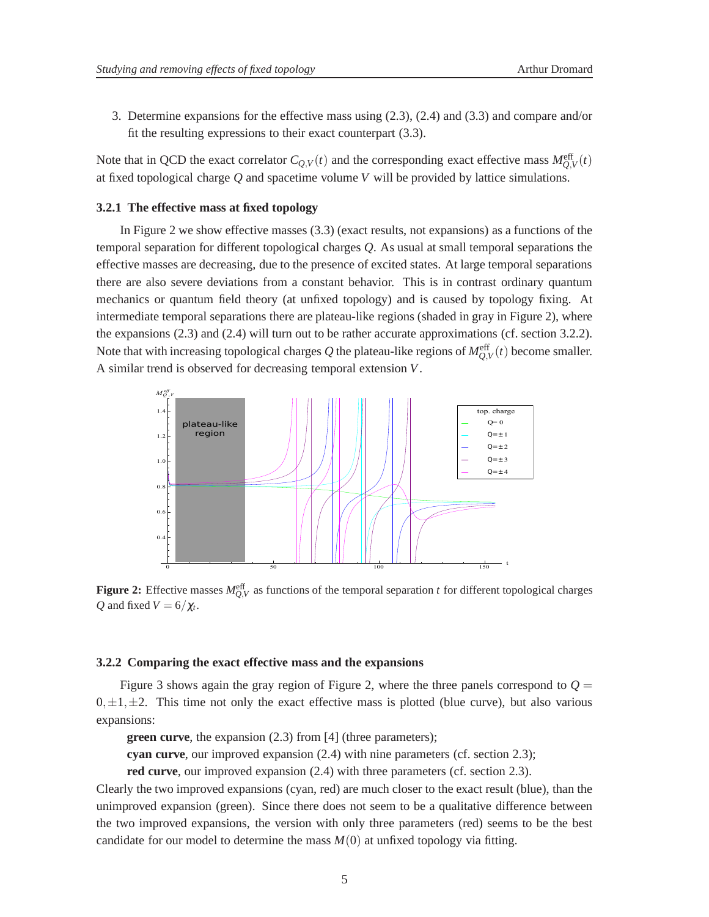3. Determine expansions for the effective mass using (2.3), (2.4) and (3.3) and compare and/or fit the resulting expressions to their exact counterpart (3.3).

Note that in QCD the exact correlator $C_{Q,V}(t)$ and the corresponding exact effective mass $M^{\text{eff}}_{Q,V}(t)$ at fixed topological charge $Q$ and spacetime volume $V$ will be provided by lattice simulations.

#### 3.2.1 The effective mass at fixed topology

In Figure 2 we show effective masses (3.3) (exact results, not expansions) as a functions of the temporal separation for different topological charges $Q$. As usual at small temporal separations the effective masses are decreasing, due to the presence of excited states. At large temporal separations there are also severe deviations from a constant behavior. This is in contrast ordinary quantum mechanics or quantum field theory (at unfixed topology) and is caused by topology fixing. At intermediate temporal separations there are plateau-like regions (shaded in gray in Figure 2), where the expansions (2.3) and (2.4) will turn out to be rather accurate approximations (cf. section 3.2.2). Note that with increasing topological charges $Q$ the plateau-like regions of $M^{\text{eff}}_{Q,V}(t)$ become smaller. A similar trend is observed for decreasing temporal extension $V$.

**Figure 2:** Effective masses $M^{\text{eff}}_{Q,V}$ as functions of the temporal separation $t$ for different topological charges $Q$ and fixed $V = 6/\chi_t$.

#### 3.2.2 Comparing the exact effective mass and the expansions

Figure 3 shows again the gray region of Figure 2, where the three panels correspond to $Q = 0, \pm 1, \pm 2$. This time not only the exact effective mass is plotted (blue curve), but also various expansions:

**green curve**, the expansion (2.3) from [4] (three parameters);
**cyan curve**, our improved expansion (2.4) with nine parameters (cf. section 2.3);
**red curve**, our improved expansion (2.4) with three parameters (cf. section 2.3).

Clearly the two improved expansions (cyan, red) are much closer to the exact result (blue), than the unimproved expansion (green). Since there does not seem to be a qualitative difference between the two improved expansions, the version with only three parameters (red) seems to be the best candidate for our model to determine the mass $M(0)$ at unfixed topology via fitting.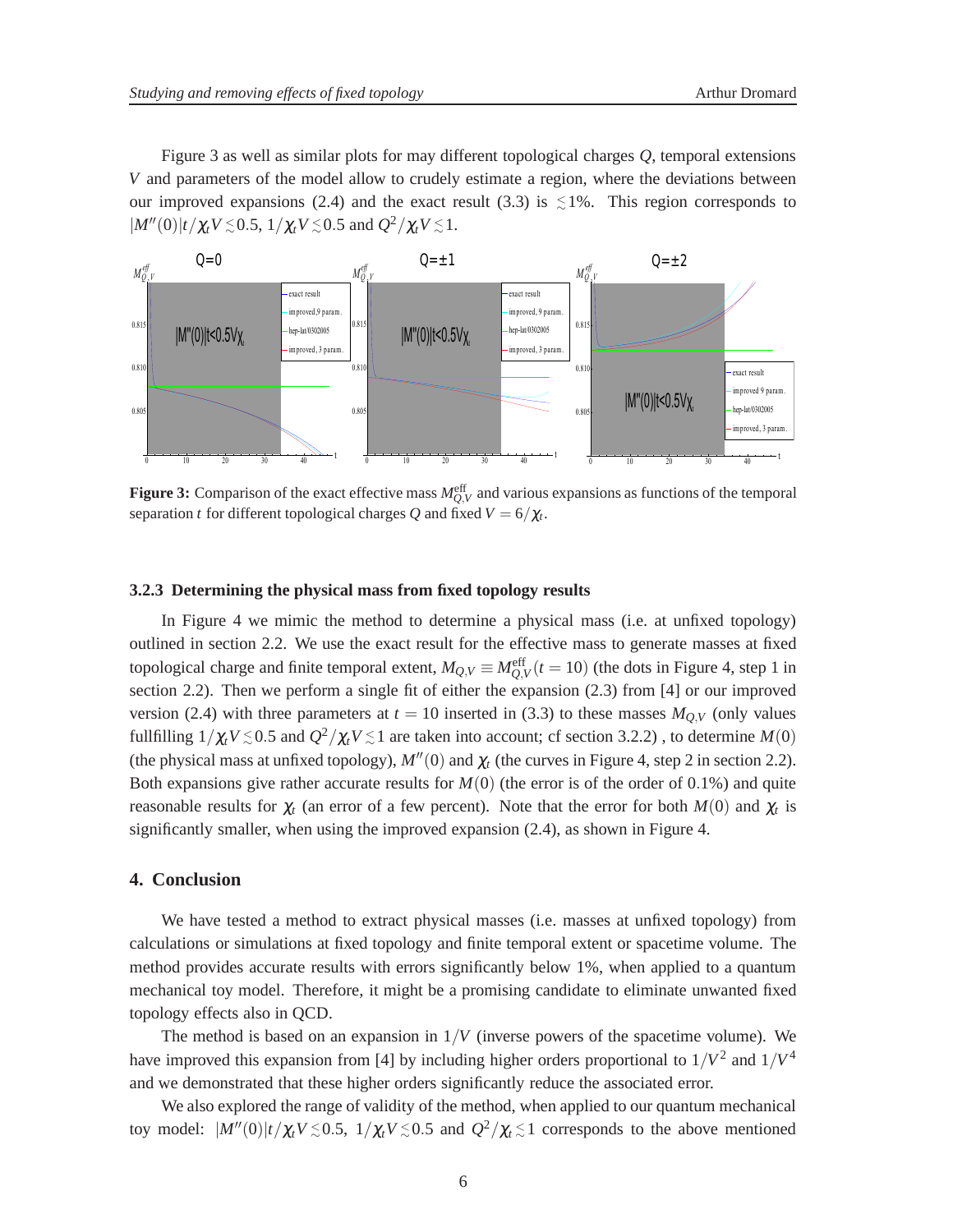Figure 3 as well as similar plots for may different topological charges $Q$, temporal extensions $V$ and parameters of the model allow to crudely estimate a region, where the deviations between our improved expansions (2.4) and the exact result (3.3) is $\lesssim 1\%$. This region corresponds to $|M''(0)|t/\chi_t V \lesssim 0.5$, $1/\chi_t V \lesssim 0.5$ and $Q^2/\chi_t V \lesssim 1$.

**Figure 3:** Comparison of the exact effective mass $M^{\text{eff}}_{Q,V}$ and various expansions as functions of the temporal separation $t$ for different topological charges $Q$ and fixed $V = 6/\chi_t$.

### 3.2.3 Determining the physical mass from fixed topology results

In Figure 4 we mimic the method to determine a physical mass (i.e. at unfixed topology) outlined in section 2.2. We use the exact result for the effective mass to generate masses at fixed topological charge and finite temporal extent, $M_{Q,V} \equiv M^{\text{eff}}_{Q,V}(t = 10)$ (the dots in Figure 4, step 1 in section 2.2). Then we perform a single fit of either the expansion (2.3) from [4] or our improved version (2.4) with three parameters at $t = 10$ inserted in (3.3) to these masses $M_{Q,V}$ (only values fullfilling $1/\chi_t V \lesssim 0.5$ and $Q^2/\chi_t V \lesssim 1$ are taken into account; cf section 3.2.2) , to determine $M(0)$ (the physical mass at unfixed topology), $M''(0)$ and $\chi_t$ (the curves in Figure 4, step 2 in section 2.2). Both expansions give rather accurate results for $M(0)$ (the error is of the order of 0.1%) and quite reasonable results for $\chi_t$ (an error of a few percent). Note that the error for both $M(0)$ and $\chi_t$ is significantly smaller, when using the improved expansion (2.4), as shown in Figure 4.

## 4. Conclusion

We have tested a method to extract physical masses (i.e. masses at unfixed topology) from calculations or simulations at fixed topology and finite temporal extent or spacetime volume. The method provides accurate results with errors significantly below 1%, when applied to a quantum mechanical toy model. Therefore, it might be a promising candidate to eliminate unwanted fixed topology effects also in QCD.

The method is based on an expansion in $1/V$ (inverse powers of the spacetime volume). We have improved this expansion from [4] by including higher orders proportional to $1/V^2$ and $1/V^4$ and we demonstrated that these higher orders significantly reduce the associated error.

We also explored the range of validity of the method, when applied to our quantum mechanical toy model: $|M''(0)|t/\chi_t V \lesssim 0.5$, $1/\chi_t V \lesssim 0.5$ and $Q^2/\chi_t \lesssim 1$ corresponds to the above mentioned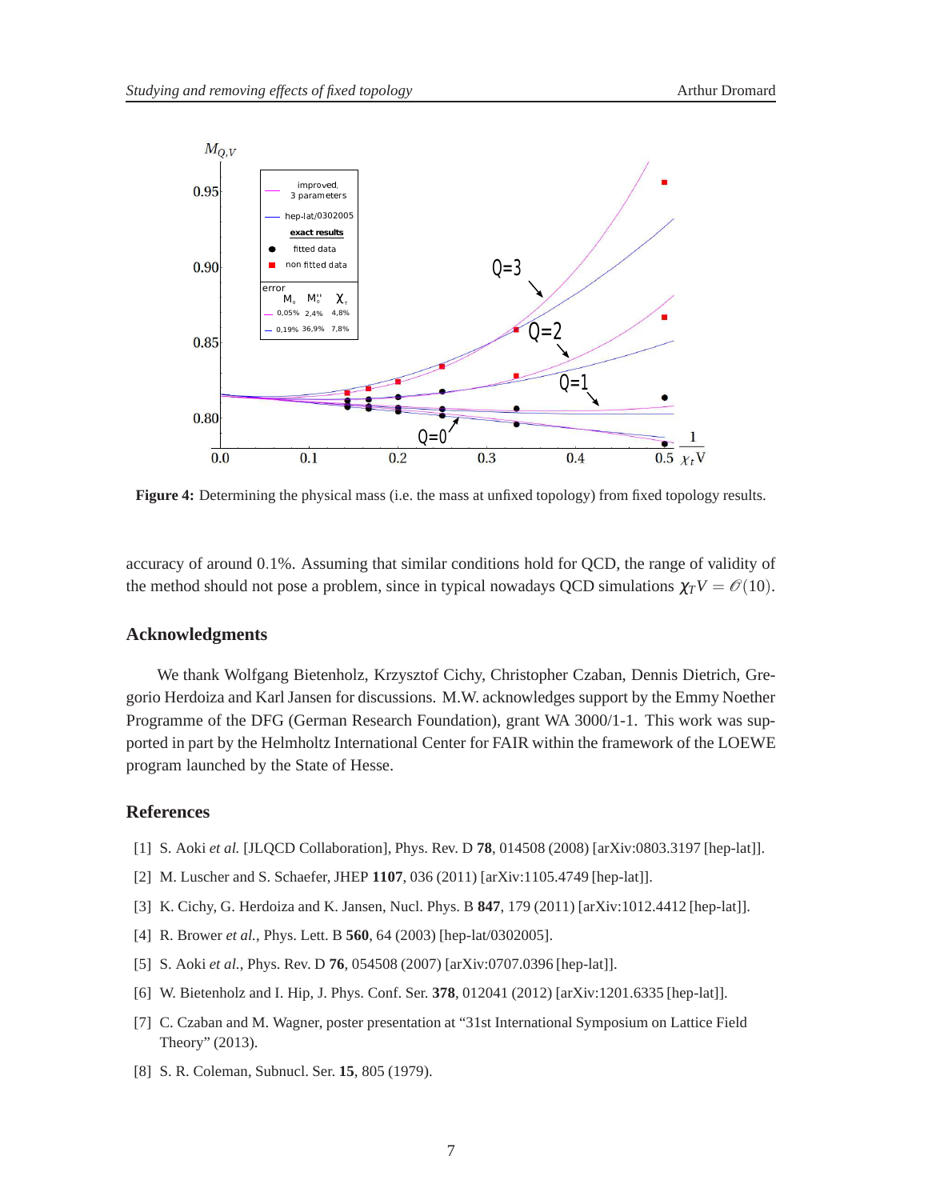$M_{Q,V}$

0.95

0.90

0.85

0.80

0.0 0.1 0.2 0.3 0.4 0.5 $\frac{1}{\chi_t V}$

improved, 3 parameters

hep-lat/0302005

exact results

fitted data

non fitted data

error

$M_0$ $M_0''$ $\chi_t$

0,05% 2,4% 4,8%

0,19% 36,9% 7,8%

Q=3

Q=2

Q=1

Q=0

**Figure 4:** Determining the physical mass (i.e. the mass at unfixed topology) from fixed topology results.

accuracy of around 0.1%. Assuming that similar conditions hold for QCD, the range of validity of the method should not pose a problem, since in typical nowadays QCD simulations $\chi_T V = \mathcal{O}(10)$.

## Acknowledgments

We thank Wolfgang Bietenholz, Krzysztof Cichy, Christopher Czaban, Dennis Dietrich, Gregorio Herdoiza and Karl Jansen for discussions. M.W. acknowledges support by the Emmy Noether Programme of the DFG (German Research Foundation), grant WA 3000/1-1. This work was supported in part by the Helmholtz International Center for FAIR within the framework of the LOEWE program launched by the State of Hesse.

## References

[1] S. Aoki *et al.* [JLQCD Collaboration], Phys. Rev. D **78**, 014508 (2008) [arXiv:0803.3197 [hep-lat]].

[2] M. Luscher and S. Schaefer, JHEP **1107**, 036 (2011) [arXiv:1105.4749 [hep-lat]].

[3] K. Cichy, G. Herdoiza and K. Jansen, Nucl. Phys. B **847**, 179 (2011) [arXiv:1012.4412 [hep-lat]].

[4] R. Brower *et al.*, Phys. Lett. B **560**, 64 (2003) [hep-lat/0302005].

[5] S. Aoki *et al.*, Phys. Rev. D **76**, 054508 (2007) [arXiv:0707.0396 [hep-lat]].

[6] W. Bietenholz and I. Hip, J. Phys. Conf. Ser. **378**, 012041 (2012) [arXiv:1201.6335 [hep-lat]].

[7] C. Czaban and M. Wagner, poster presentation at "31st International Symposium on Lattice Field Theory" (2013).

[8] S. R. Coleman, Subnucl. Ser. **15**, 805 (1979).